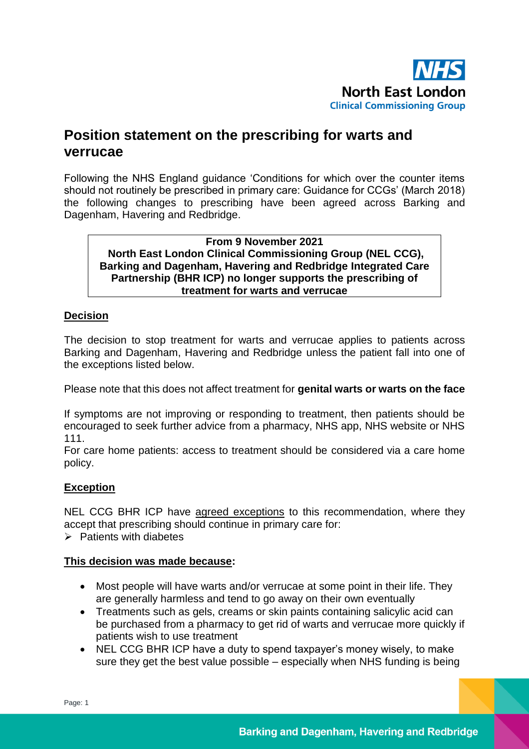NHS
North East London
Clinical Commissioning Group

# Position statement on the prescribing for warts and verrucae

Following the NHS England guidance 'Conditions for which over the counter items should not routinely be prescribed in primary care: Guidance for CCGs' (March 2018) the following changes to prescribing have been agreed across Barking and Dagenham, Havering and Redbridge.

**From 9 November 2021**
**North East London Clinical Commissioning Group (NEL CCG), Barking and Dagenham, Havering and Redbridge Integrated Care Partnership (BHR ICP) no longer supports the prescribing of treatment for warts and verrucae**

## Decision

The decision to stop treatment for warts and verrucae applies to patients across Barking and Dagenham, Havering and Redbridge unless the patient fall into one of the exceptions listed below.

Please note that this does not affect treatment for **genital warts or warts on the face**

If symptoms are not improving or responding to treatment, then patients should be encouraged to seek further advice from a pharmacy, NHS app, NHS website or NHS 111.

For care home patients: access to treatment should be considered via a care home policy.

## Exception

NEL CCG BHR ICP have agreed exceptions to this recommendation, where they accept that prescribing should continue in primary care for:

- Patients with diabetes

## This decision was made because:

- Most people will have warts and/or verrucae at some point in their life. They are generally harmless and tend to go away on their own eventually
- Treatments such as gels, creams or skin paints containing salicylic acid can be purchased from a pharmacy to get rid of warts and verrucae more quickly if patients wish to use treatment
- NEL CCG BHR ICP have a duty to spend taxpayer's money wisely, to make sure they get the best value possible – especially when NHS funding is being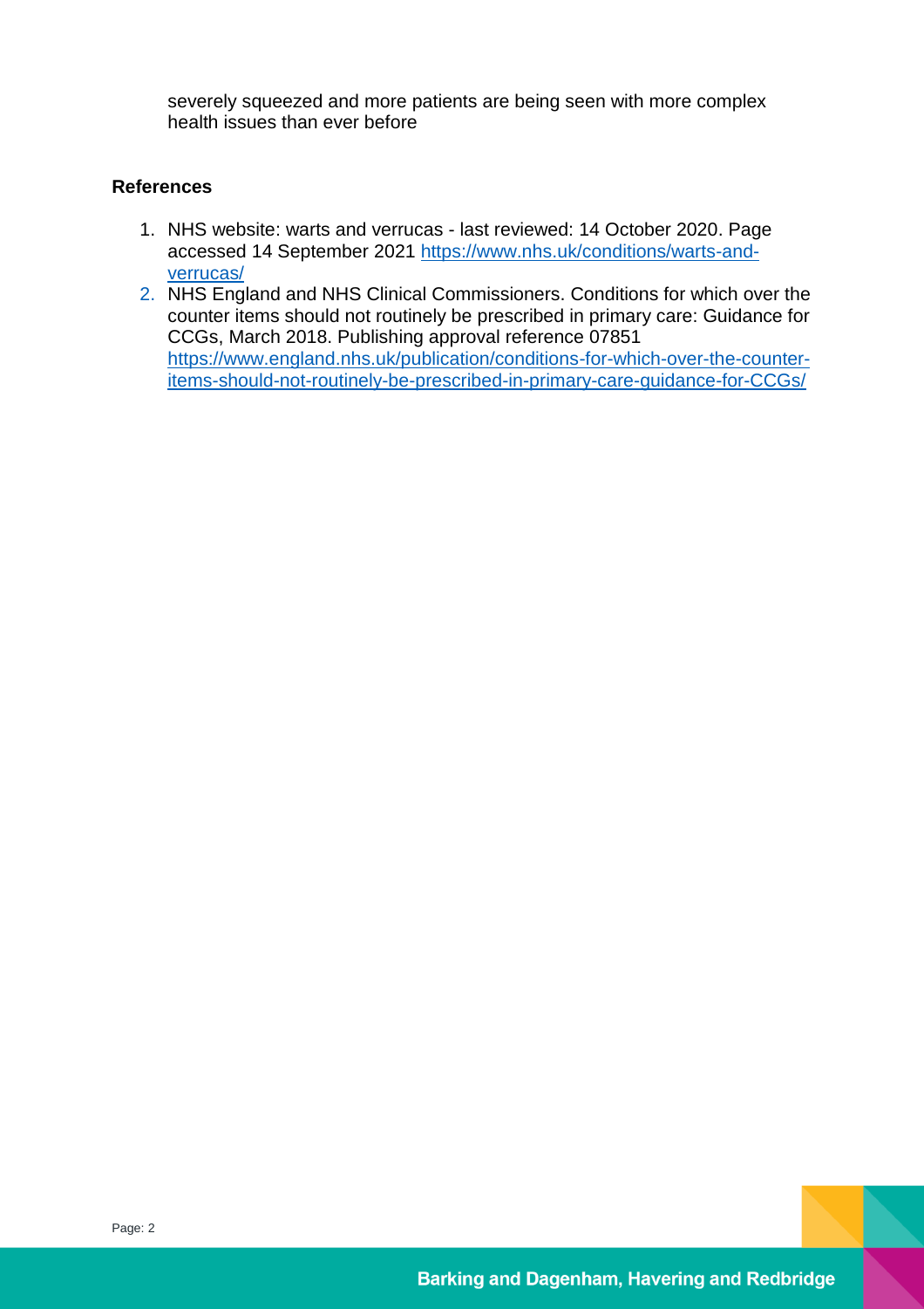severely squeezed and more patients are being seen with more complex health issues than ever before

**References**

1. NHS website: warts and verrucas - last reviewed: 14 October 2020. Page accessed 14 September 2021 https://www.nhs.uk/conditions/warts-and-verrucas/
2. NHS England and NHS Clinical Commissioners. Conditions for which over the counter items should not routinely be prescribed in primary care: Guidance for CCGs, March 2018. Publishing approval reference 07851 https://www.england.nhs.uk/publication/conditions-for-which-over-the-counter-items-should-not-routinely-be-prescribed-in-primary-care-guidance-for-CCGs/